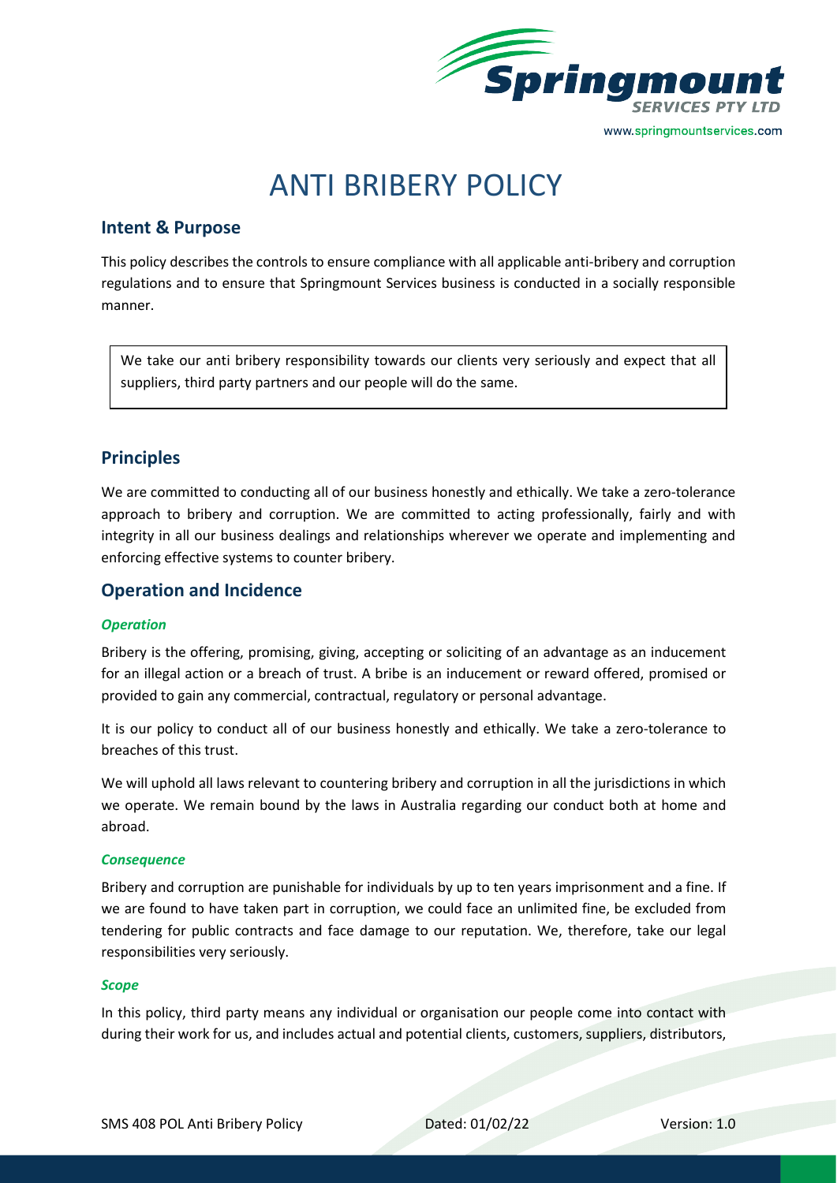# ANTI BRIBERY POLICY

## Intent & Purpose

This policy describes the controls to ensure compliance with all applicable anti-bribery and corruption regulations and to ensure that Springmount Services business is conducted in a socially responsible manner.

> We take our anti bribery responsibility towards our clients very seriously and expect that all suppliers, third party partners and our people will do the same.

## Principles

We are committed to conducting all of our business honestly and ethically. We take a zero-tolerance approach to bribery and corruption. We are committed to acting professionally, fairly and with integrity in all our business dealings and relationships wherever we operate and implementing and enforcing effective systems to counter bribery.

## Operation and Incidence

### *Operation*

Bribery is the offering, promising, giving, accepting or soliciting of an advantage as an inducement for an illegal action or a breach of trust. A bribe is an inducement or reward offered, promised or provided to gain any commercial, contractual, regulatory or personal advantage.

It is our policy to conduct all of our business honestly and ethically. We take a zero-tolerance to breaches of this trust.

We will uphold all laws relevant to countering bribery and corruption in all the jurisdictions in which we operate. We remain bound by the laws in Australia regarding our conduct both at home and abroad.

### *Consequence*

Bribery and corruption are punishable for individuals by up to ten years imprisonment and a fine. If we are found to have taken part in corruption, we could face an unlimited fine, be excluded from tendering for public contracts and face damage to our reputation. We, therefore, take our legal responsibilities very seriously.

### *Scope*

In this policy, third party means any individual or organisation our people come into contact with during their work for us, and includes actual and potential clients, customers, suppliers, distributors,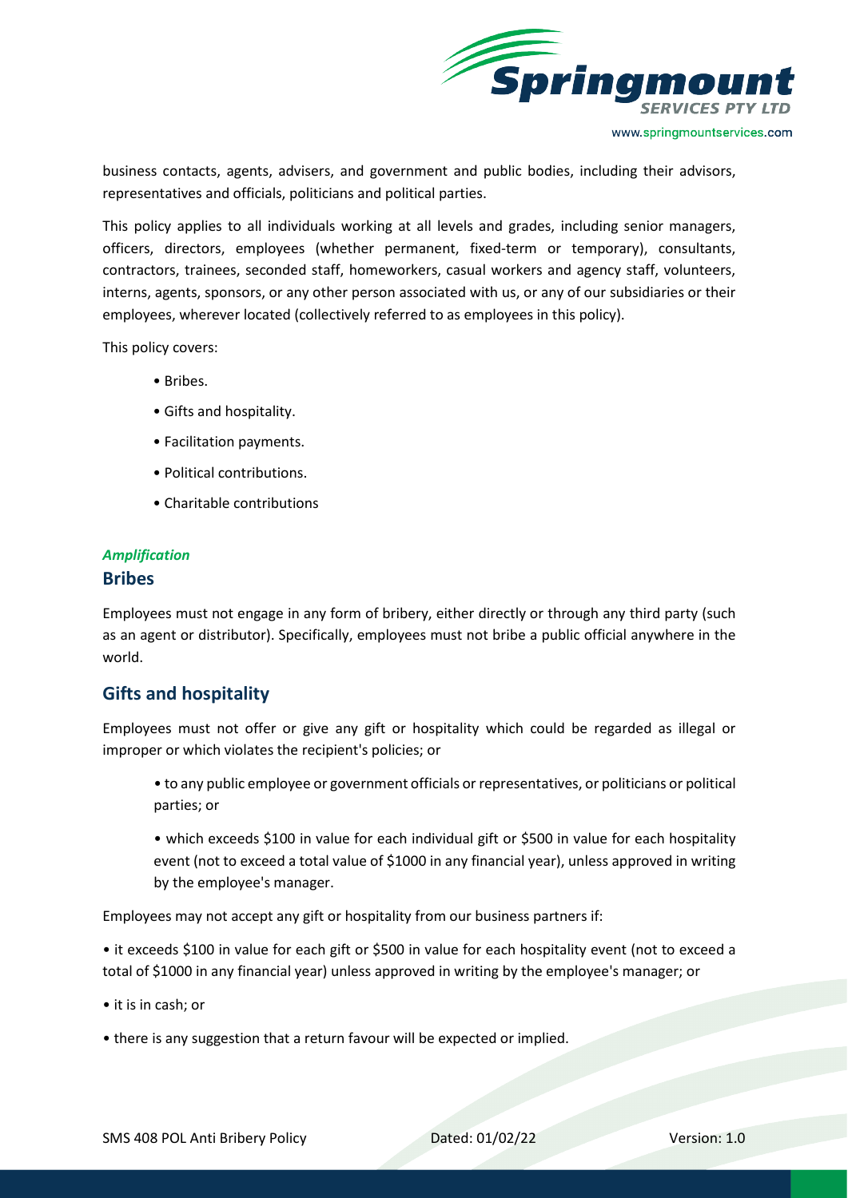business contacts, agents, advisers, and government and public bodies, including their advisors, representatives and officials, politicians and political parties.

This policy applies to all individuals working at all levels and grades, including senior managers, officers, directors, employees (whether permanent, fixed-term or temporary), consultants, contractors, trainees, seconded staff, homeworkers, casual workers and agency staff, volunteers, interns, agents, sponsors, or any other person associated with us, or any of our subsidiaries or their employees, wherever located (collectively referred to as employees in this policy).

This policy covers:

- Bribes.
- Gifts and hospitality.
- Facilitation payments.
- Political contributions.
- Charitable contributions

*Amplification*

## Bribes

Employees must not engage in any form of bribery, either directly or through any third party (such as an agent or distributor). Specifically, employees must not bribe a public official anywhere in the world.

## Gifts and hospitality

Employees must not offer or give any gift or hospitality which could be regarded as illegal or improper or which violates the recipient's policies; or

- to any public employee or government officials or representatives, or politicians or political parties; or
- which exceeds $100 in value for each individual gift or $500 in value for each hospitality event (not to exceed a total value of $1000 in any financial year), unless approved in writing by the employee's manager.

Employees may not accept any gift or hospitality from our business partners if:

- it exceeds $100 in value for each gift or $500 in value for each hospitality event (not to exceed a total of $1000 in any financial year) unless approved in writing by the employee's manager; or
- it is in cash; or
- there is any suggestion that a return favour will be expected or implied.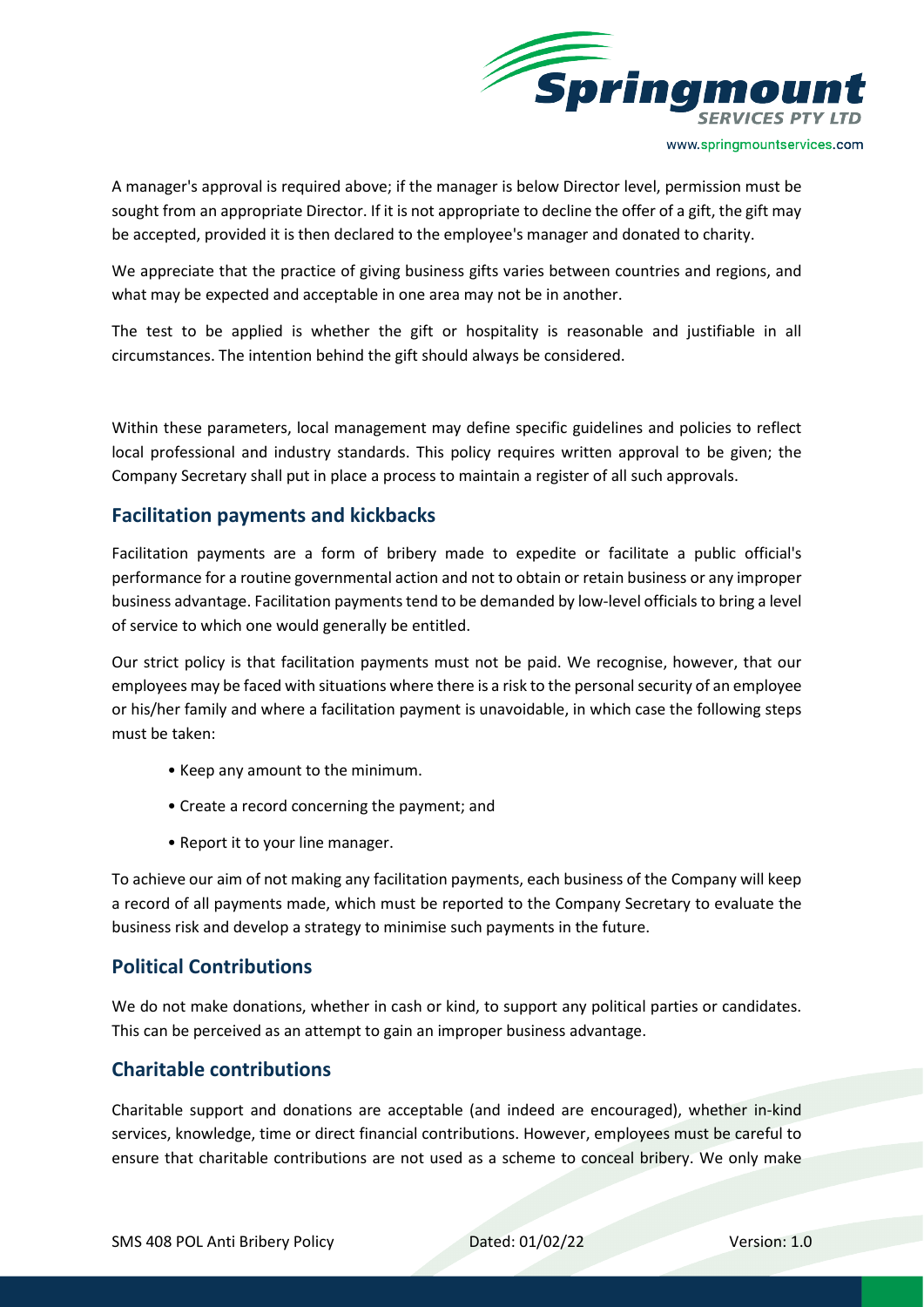A manager's approval is required above; if the manager is below Director level, permission must be sought from an appropriate Director. If it is not appropriate to decline the offer of a gift, the gift may be accepted, provided it is then declared to the employee's manager and donated to charity.

We appreciate that the practice of giving business gifts varies between countries and regions, and what may be expected and acceptable in one area may not be in another.

The test to be applied is whether the gift or hospitality is reasonable and justifiable in all circumstances. The intention behind the gift should always be considered.

Within these parameters, local management may define specific guidelines and policies to reflect local professional and industry standards. This policy requires written approval to be given; the Company Secretary shall put in place a process to maintain a register of all such approvals.

## Facilitation payments and kickbacks

Facilitation payments are a form of bribery made to expedite or facilitate a public official's performance for a routine governmental action and not to obtain or retain business or any improper business advantage. Facilitation payments tend to be demanded by low-level officials to bring a level of service to which one would generally be entitled.

Our strict policy is that facilitation payments must not be paid. We recognise, however, that our employees may be faced with situations where there is a risk to the personal security of an employee or his/her family and where a facilitation payment is unavoidable, in which case the following steps must be taken:

- Keep any amount to the minimum.
- Create a record concerning the payment; and
- Report it to your line manager.

To achieve our aim of not making any facilitation payments, each business of the Company will keep a record of all payments made, which must be reported to the Company Secretary to evaluate the business risk and develop a strategy to minimise such payments in the future.

## Political Contributions

We do not make donations, whether in cash or kind, to support any political parties or candidates. This can be perceived as an attempt to gain an improper business advantage.

## Charitable contributions

Charitable support and donations are acceptable (and indeed are encouraged), whether in-kind services, knowledge, time or direct financial contributions. However, employees must be careful to ensure that charitable contributions are not used as a scheme to conceal bribery. We only make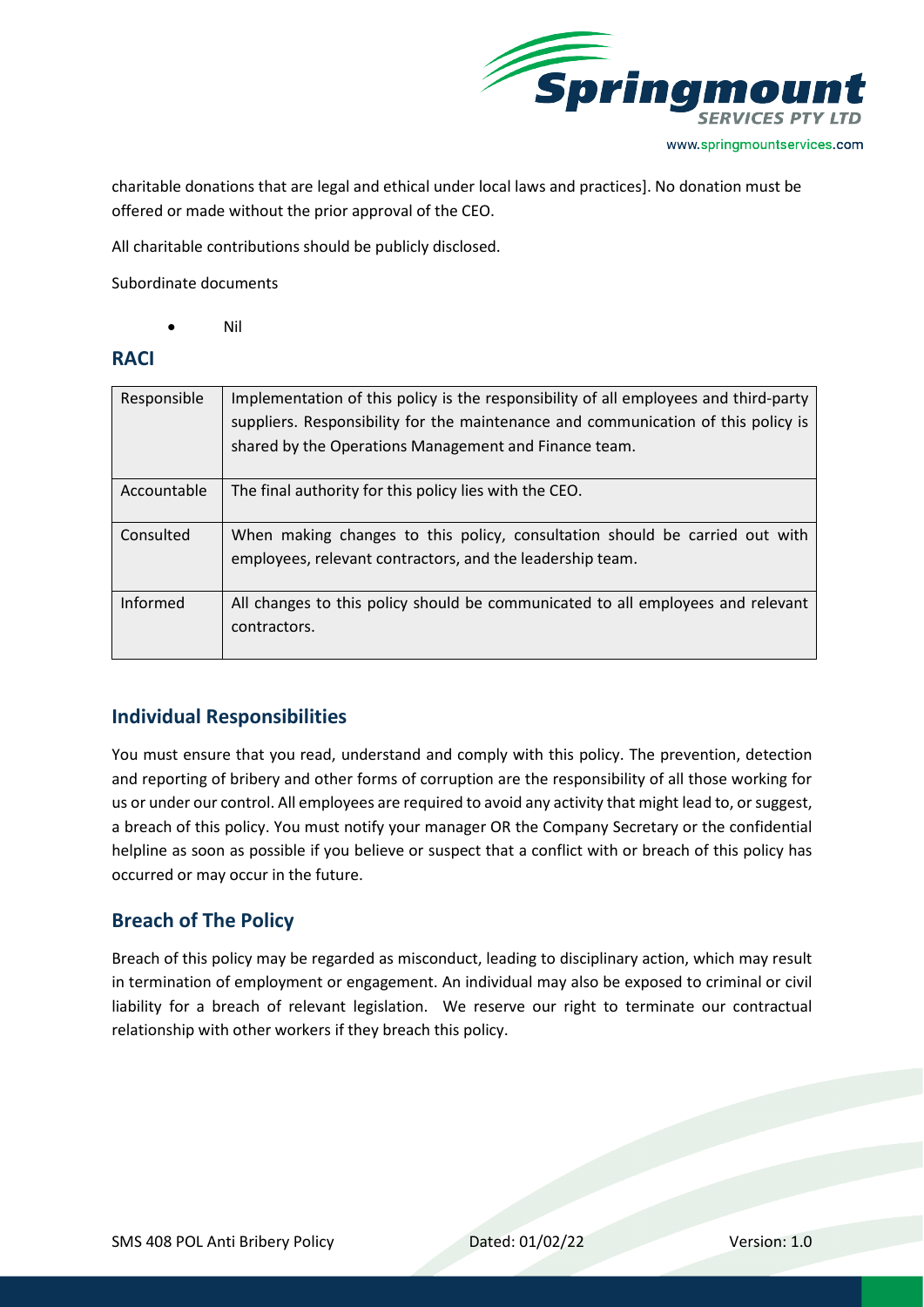charitable donations that are legal and ethical under local laws and practices]. No donation must be offered or made without the prior approval of the CEO.

All charitable contributions should be publicly disclosed.

Subordinate documents

- Nil

## RACI

| | |
|---|---|
| Responsible | Implementation of this policy is the responsibility of all employees and third-party suppliers. Responsibility for the maintenance and communication of this policy is shared by the Operations Management and Finance team. |
| Accountable | The final authority for this policy lies with the CEO. |
| Consulted | When making changes to this policy, consultation should be carried out with employees, relevant contractors, and the leadership team. |
| Informed | All changes to this policy should be communicated to all employees and relevant contractors. |

## Individual Responsibilities

You must ensure that you read, understand and comply with this policy. The prevention, detection and reporting of bribery and other forms of corruption are the responsibility of all those working for us or under our control. All employees are required to avoid any activity that might lead to, or suggest, a breach of this policy. You must notify your manager OR the Company Secretary or the confidential helpline as soon as possible if you believe or suspect that a conflict with or breach of this policy has occurred or may occur in the future.

## Breach of The Policy

Breach of this policy may be regarded as misconduct, leading to disciplinary action, which may result in termination of employment or engagement. An individual may also be exposed to criminal or civil liability for a breach of relevant legislation. We reserve our right to terminate our contractual relationship with other workers if they breach this policy.